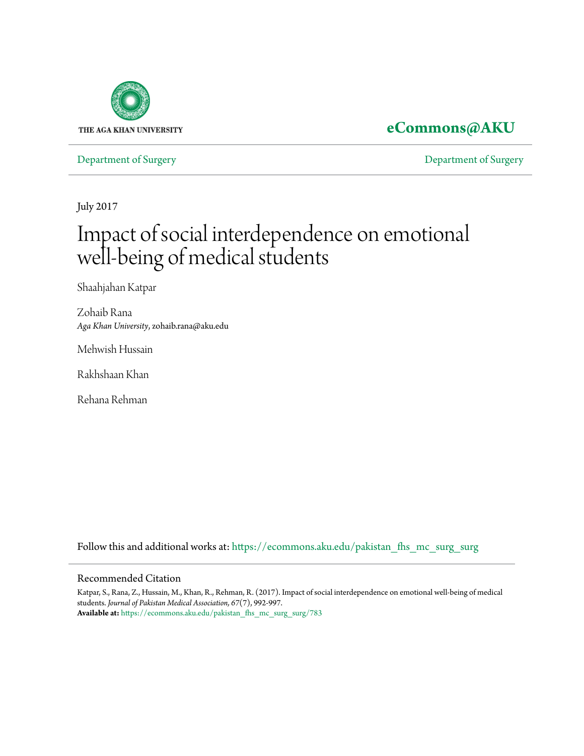THE AGA KHAN UNIVERSITY

**eCommons@AKU**

Department of Surgery | Department of Surgery

July 2017

# Impact of social interdependence on emotional well-being of medical students

Shaahjahan Katpar

Zohaib Rana
*Aga Khan University*, zohaib.rana@aku.edu

Mehwish Hussain

Rakhshaan Khan

Rehana Rehman

Follow this and additional works at: https://ecommons.aku.edu/pakistan_fhs_mc_surg_surg

## Recommended Citation

Katpar, S., Rana, Z., Hussain, M., Khan, R., Rehman, R. (2017). Impact of social interdependence on emotional well-being of medical students. *Journal of Pakistan Medical Association, 67*(7), 992-997.
**Available at:** https://ecommons.aku.edu/pakistan_fhs_mc_surg_surg/783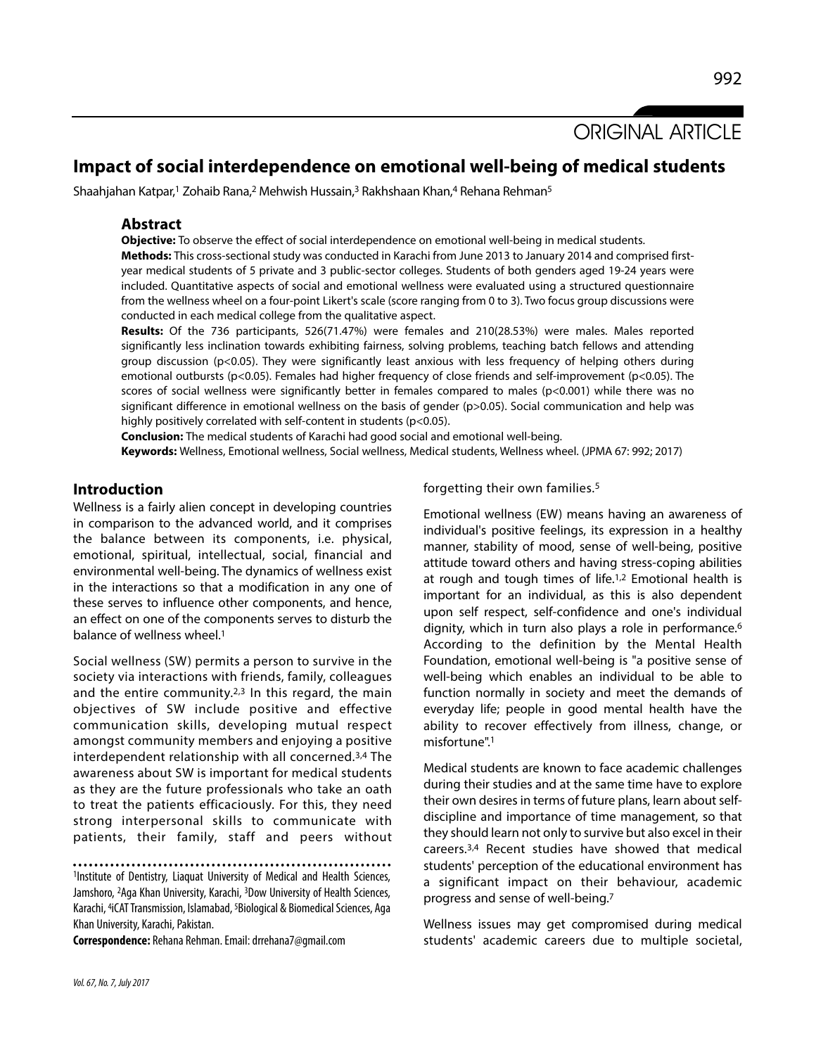ORIGINAL ARTICLE

# Impact of social interdependence on emotional well-being of medical students

Shaahjahan Katpar,[1] Zohaib Rana,[2] Mehwish Hussain,[3] Rakhshaan Khan,[4] Rehana Rehman[5]

## Abstract

**Objective:** To observe the effect of social interdependence on emotional well-being in medical students.

**Methods:** This cross-sectional study was conducted in Karachi from June 2013 to January 2014 and comprised first-year medical students of 5 private and 3 public-sector colleges. Students of both genders aged 19-24 years were included. Quantitative aspects of social and emotional wellness were evaluated using a structured questionnaire from the wellness wheel on a four-point Likert's scale (score ranging from 0 to 3). Two focus group discussions were conducted in each medical college from the qualitative aspect.

**Results:** Of the 736 participants, 526(71.47%) were females and 210(28.53%) were males. Males reported significantly less inclination towards exhibiting fairness, solving problems, teaching batch fellows and attending group discussion ($p<0.05$). They were significantly least anxious with less frequency of helping others during emotional outbursts ($p<0.05$). Females had higher frequency of close friends and self-improvement ($p<0.05$). The scores of social wellness were significantly better in females compared to males ($p<0.001$) while there was no significant difference in emotional wellness on the basis of gender ($p>0.05$). Social communication and help was highly positively correlated with self-content in students ($p<0.05$).

**Conclusion:** The medical students of Karachi had good social and emotional well-being.

**Keywords:** Wellness, Emotional wellness, Social wellness, Medical students, Wellness wheel. (JPMA 67: 992; 2017)

## Introduction

Wellness is a fairly alien concept in developing countries in comparison to the advanced world, and it comprises the balance between its components, i.e. physical, emotional, spiritual, intellectual, social, financial and environmental well-being. The dynamics of wellness exist in the interactions so that a modification in any one of these serves to influence other components, and hence, an effect on one of the components serves to disturb the balance of wellness wheel.[1]

Social wellness (SW) permits a person to survive in the society via interactions with friends, family, colleagues and the entire community.[2,3] In this regard, the main objectives of SW include positive and effective communication skills, developing mutual respect amongst community members and enjoying a positive interdependent relationship with all concerned.[3,4] The awareness about SW is important for medical students as they are the future professionals who take an oath to treat the patients efficaciously. For this, they need strong interpersonal skills to communicate with patients, their family, staff and peers without forgetting their own families.[5]

Emotional wellness (EW) means having an awareness of individual's positive feelings, its expression in a healthy manner, stability of mood, sense of well-being, positive attitude toward others and having stress-coping abilities at rough and tough times of life.[1,2] Emotional health is important for an individual, as this is also dependent upon self respect, self-confidence and one's individual dignity, which in turn also plays a role in performance.[6] According to the definition by the Mental Health Foundation, emotional well-being is "a positive sense of well-being which enables an individual to be able to function normally in society and meet the demands of everyday life; people in good mental health have the ability to recover effectively from illness, change, or misfortune".[1]

Medical students are known to face academic challenges during their studies and at the same time have to explore their own desires in terms of future plans, learn about self-discipline and importance of time management, so that they should learn not only to survive but also excel in their careers.[3,4] Recent studies have showed that medical students' perception of the educational environment has a significant impact on their behaviour, academic progress and sense of well-being.[7]

Wellness issues may get compromised during medical students' academic careers due to multiple societal,

[1]Institute of Dentistry, Liaquat University of Medical and Health Sciences, Jamshoro, [2]Aga Khan University, Karachi, [3]Dow University of Health Sciences, Karachi, [4]iCAT Transmission, Islamabad, [5]Biological & Biomedical Sciences, Aga Khan University, Karachi, Pakistan.

**Correspondence:** Rehana Rehman. Email: drrehana7@gmail.com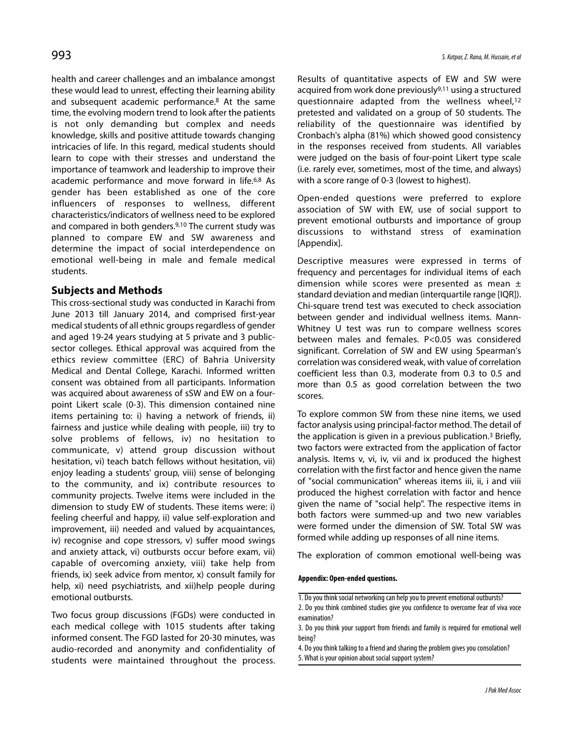health and career challenges and an imbalance amongst these would lead to unrest, effecting their learning ability and subsequent academic performance.[8] At the same time, the evolving modern trend to look after the patients is not only demanding but complex and needs knowledge, skills and positive attitude towards changing intricacies of life. In this regard, medical students should learn to cope with their stresses and understand the importance of teamwork and leadership to improve their academic performance and move forward in life.[6,8] As gender has been established as one of the core influencers of responses to wellness, different characteristics/indicators of wellness need to be explored and compared in both genders.[9,10] The current study was planned to compare EW and SW awareness and determine the impact of social interdependence on emotional well-being in male and female medical students.

## Subjects and Methods

This cross-sectional study was conducted in Karachi from June 2013 till January 2014, and comprised first-year medical students of all ethnic groups regardless of gender and aged 19-24 years studying at 5 private and 3 public-sector colleges. Ethical approval was acquired from the ethics review committee (ERC) of Bahria University Medical and Dental College, Karachi. Informed written consent was obtained from all participants. Information was acquired about awareness of sSW and EW on a four-point Likert scale (0-3). This dimension contained nine items pertaining to: i) having a network of friends, ii) fairness and justice while dealing with people, iii) try to solve problems of fellows, iv) no hesitation to communicate, v) attend group discussion without hesitation, vi) teach batch fellows without hesitation, vii) enjoy leading a students' group, viii) sense of belonging to the community, and ix) contribute resources to community projects. Twelve items were included in the dimension to study EW of students. These items were: i) feeling cheerful and happy, ii) value self-exploration and improvement, iii) needed and valued by acquaintances, iv) recognise and cope stressors, v) suffer mood swings and anxiety attack, vi) outbursts occur before exam, vii) capable of overcoming anxiety, viii) take help from friends, ix) seek advice from mentor, x) consult family for help, xi) need psychiatrists, and xii)help people during emotional outbursts.

Two focus group discussions (FGDs) were conducted in each medical college with 1015 students after taking informed consent. The FGD lasted for 20-30 minutes, was audio-recorded and anonymity and confidentiality of students were maintained throughout the process. Results of quantitative aspects of EW and SW were acquired from work done previously[9,11] using a structured questionnaire adapted from the wellness wheel,[12] pretested and validated on a group of 50 students. The reliability of the questionnaire was identified by Cronbach's alpha (81%) which showed good consistency in the responses received from students. All variables were judged on the basis of four-point Likert type scale (i.e. rarely ever, sometimes, most of the time, and always) with a score range of 0-3 (lowest to highest).

Open-ended questions were preferred to explore association of SW with EW, use of social support to prevent emotional outbursts and importance of group discussions to withstand stress of examination [Appendix].

Descriptive measures were expressed in terms of frequency and percentages for individual items of each dimension while scores were presented as mean ± standard deviation and median (interquartile range [IQR]). Chi-square trend test was executed to check association between gender and individual wellness items. Mann-Whitney U test was run to compare wellness scores between males and females. $P<0.05$ was considered significant. Correlation of SW and EW using Spearman's correlation was considered weak, with value of correlation coefficient less than 0.3, moderate from 0.3 to 0.5 and more than 0.5 as good correlation between the two scores.

To explore common SW from these nine items, we used factor analysis using principal-factor method. The detail of the application is given in a previous publication.[3] Briefly, two factors were extracted from the application of factor analysis. Items v, vi, iv, vii and ix produced the highest correlation with the first factor and hence given the name of "social communication" whereas items iii, ii, i and viii produced the highest correlation with factor and hence given the name of "social help". The respective items in both factors were summed-up and two new variables were formed under the dimension of SW. Total SW was formed while adding up responses of all nine items.

The exploration of common emotional well-being was

**Appendix: Open-ended questions.**

1. Do you think social networking can help you to prevent emotional outbursts?
2. Do you think combined studies give you confidence to overcome fear of viva voce examination?
3. Do you think your support from friends and family is required for emotional well being?
4. Do you think talking to a friend and sharing the problem gives you consolation?
5. What is your opinion about social support system?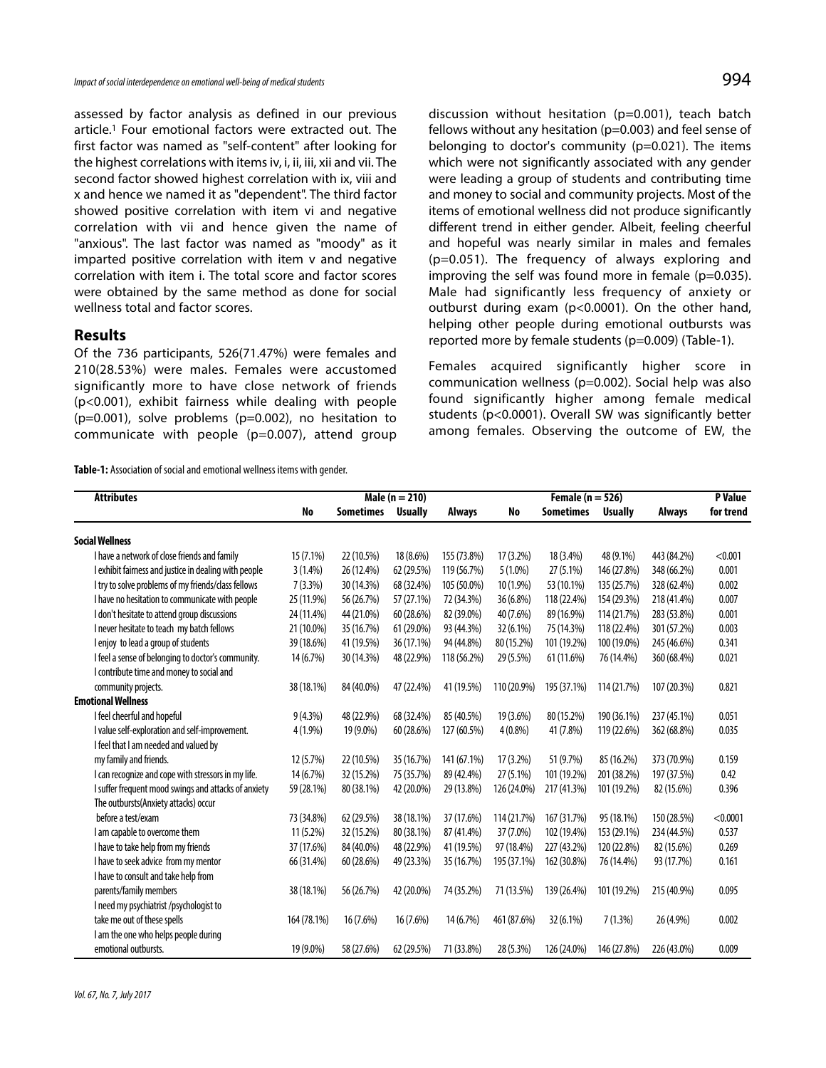assessed by factor analysis as defined in our previous article.[1] Four emotional factors were extracted out. The first factor was named as "self-content" after looking for the highest correlations with items iv, i, ii, xii and vii. The second factor showed highest correlation with ix, viii and x and hence we named it as "dependent". The third factor showed positive correlation with item vi and negative correlation with vii and hence given the name of "anxious". The last factor was named as "moody" as it imparted positive correlation with item v and negative correlation with item i. The total score and factor scores were obtained by the same method as done for social wellness total and factor scores.

## Results

Of the 736 participants, 526(71.47%) were females and 210(28.53%) were males. Females were accustomed significantly more to have close network of friends (p<0.001), exhibit fairness while dealing with people (p=0.001), solve problems (p=0.002), no hesitation to communicate with people (p=0.007), attend group discussion without hesitation (p=0.001), teach batch fellows without any hesitation (p=0.003) and feel sense of belonging to doctor's community (p=0.021). The items which were not significantly associated with any gender were leading a group of students and contributing time and money to social and community projects. Most of the items of emotional wellness did not produce significantly different trend in either gender. Albeit, feeling cheerful and hopeful was nearly similar in males and females (p=0.051). The frequency of always exploring and improving the self was found more in female (p=0.035). Male had significantly less frequency of anxiety or outburst during exam (p<0.0001). On the other hand, helping other people during emotional outbursts was reported more by female students (p=0.009) (Table-1).

Females acquired significantly higher score in communication wellness (p=0.002). Social help was also found significantly higher among female medical students (p<0.0001). Overall SW was significantly better among females. Observing the outcome of EW, the

**Table-1:** Association of social and emotional wellness items with gender.

| Attributes | Male (n = 210) | | | | Female (n = 526) | | | | P Value for trend |
|---|---|---|---|---|---|---|---|---|---|
| | No | Sometimes | Usually | Always | No | Sometimes | Usually | Always | |
| **Social Wellness** | | | | | | | | | |
| I have a network of close friends and family | 15 (7.1%) | 22 (10.5%) | 18 (8.6%) | 155 (73.8%) | 17 (3.2%) | 18 (3.4%) | 48 (9.1%) | 443 (84.2%) | <0.001 |
| I exhibit fairness and justice in dealing with people | 3 (1.4%) | 26 (12.4%) | 62 (29.5%) | 119 (56.7%) | 5 (1.0%) | 27 (5.1%) | 146 (27.8%) | 348 (66.2%) | 0.001 |
| I try to solve problems of my friends/class fellows | 7 (3.3%) | 30 (14.3%) | 68 (32.4%) | 105 (50.0%) | 10 (1.9%) | 53 (10.1%) | 135 (25.7%) | 328 (62.4%) | 0.002 |
| I have no hesitation to communicate with people | 25 (11.9%) | 56 (26.7%) | 57 (27.1%) | 72 (34.3%) | 36 (6.8%) | 118 (22.4%) | 154 (29.3%) | 218 (41.4%) | 0.007 |
| I don't hesitate to attend group discussions | 24 (11.4%) | 44 (21.0%) | 60 (28.6%) | 82 (39.0%) | 40 (7.6%) | 89 (16.9%) | 114 (21.7%) | 283 (53.8%) | 0.001 |
| I never hesitate to teach my batch fellows | 21 (10.0%) | 35 (16.7%) | 61 (29.0%) | 93 (44.3%) | 32 (6.1%) | 75 (14.3%) | 118 (22.4%) | 301 (57.2%) | 0.003 |
| I enjoy to lead a group of students | 39 (18.6%) | 41 (19.5%) | 36 (17.1%) | 94 (44.8%) | 80 (15.2%) | 101 (19.2%) | 100 (19.0%) | 245 (46.6%) | 0.341 |
| I feel a sense of belonging to doctor's community. | 14 (6.7%) | 30 (14.3%) | 48 (22.9%) | 118 (56.2%) | 29 (5.5%) | 61 (11.6%) | 76 (14.4%) | 360 (68.4%) | 0.021 |
| I contribute time and money to social and community projects. | 38 (18.1%) | 84 (40.0%) | 47 (22.4%) | 41 (19.5%) | 110 (20.9%) | 195 (37.1%) | 114 (21.7%) | 107 (20.3%) | 0.821 |
| **Emotional Wellness** | | | | | | | | | |
| I feel cheerful and hopeful | 9 (4.3%) | 48 (22.9%) | 68 (32.4%) | 85 (40.5%) | 19 (3.6%) | 80 (15.2%) | 190 (36.1%) | 237 (45.1%) | 0.051 |
| I value self-exploration and self-improvement. | 4 (1.9%) | 19 (9.0%) | 60 (28.6%) | 127 (60.5%) | 4 (0.8%) | 41 (7.8%) | 119 (22.6%) | 362 (68.8%) | 0.035 |
| I feel that I am needed and valued by my family and friends. | 12 (5.7%) | 22 (10.5%) | 35 (16.7%) | 141 (67.1%) | 17 (3.2%) | 51 (9.7%) | 85 (16.2%) | 373 (70.9%) | 0.159 |
| I can recognize and cope with stressors in my life. | 14 (6.7%) | 32 (15.2%) | 75 (35.7%) | 89 (42.4%) | 27 (5.1%) | 101 (19.2%) | 201 (38.2%) | 197 (37.5%) | 0.42 |
| I suffer frequent mood swings and attacks of anxiety | 59 (28.1%) | 80 (38.1%) | 42 (20.0%) | 29 (13.8%) | 126 (24.0%) | 217 (41.3%) | 101 (19.2%) | 82 (15.6%) | 0.396 |
| The outbursts(Anxiety attacks) occur before a test/exam | 73 (34.8%) | 62 (29.5%) | 38 (18.1%) | 37 (17.6%) | 114 (21.7%) | 167 (31.7%) | 95 (18.1%) | 150 (28.5%) | <0.0001 |
| I am capable to overcome them | 11 (5.2%) | 32 (15.2%) | 80 (38.1%) | 87 (41.4%) | 37 (7.0%) | 102 (19.4%) | 153 (29.1%) | 234 (44.5%) | 0.537 |
| I have to take help from my friends | 37 (17.6%) | 84 (40.0%) | 48 (22.9%) | 41 (19.5%) | 97 (18.4%) | 227 (43.2%) | 120 (22.8%) | 82 (15.6%) | 0.269 |
| I have to seek advice from my mentor | 66 (31.4%) | 60 (28.6%) | 49 (23.3%) | 35 (16.7%) | 195 (37.1%) | 162 (30.8%) | 76 (14.4%) | 93 (17.7%) | 0.161 |
| I have to consult and take help from parents/family members | 38 (18.1%) | 56 (26.7%) | 42 (20.0%) | 74 (35.2%) | 71 (13.5%) | 139 (26.4%) | 101 (19.2%) | 215 (40.9%) | 0.095 |
| I need my psychiatrist /psychologist to take me out of these spells | 164 (78.1%) | 16 (7.6%) | 16 (7.6%) | 14 (6.7%) | 461 (87.6%) | 32 (6.1%) | 7 (1.3%) | 26 (4.9%) | 0.002 |
| I am the one who helps people during emotional outbursts. | 19 (9.0%) | 58 (27.6%) | 62 (29.5%) | 71 (33.8%) | 28 (5.3%) | 126 (24.0%) | 146 (27.8%) | 226 (43.0%) | 0.009 |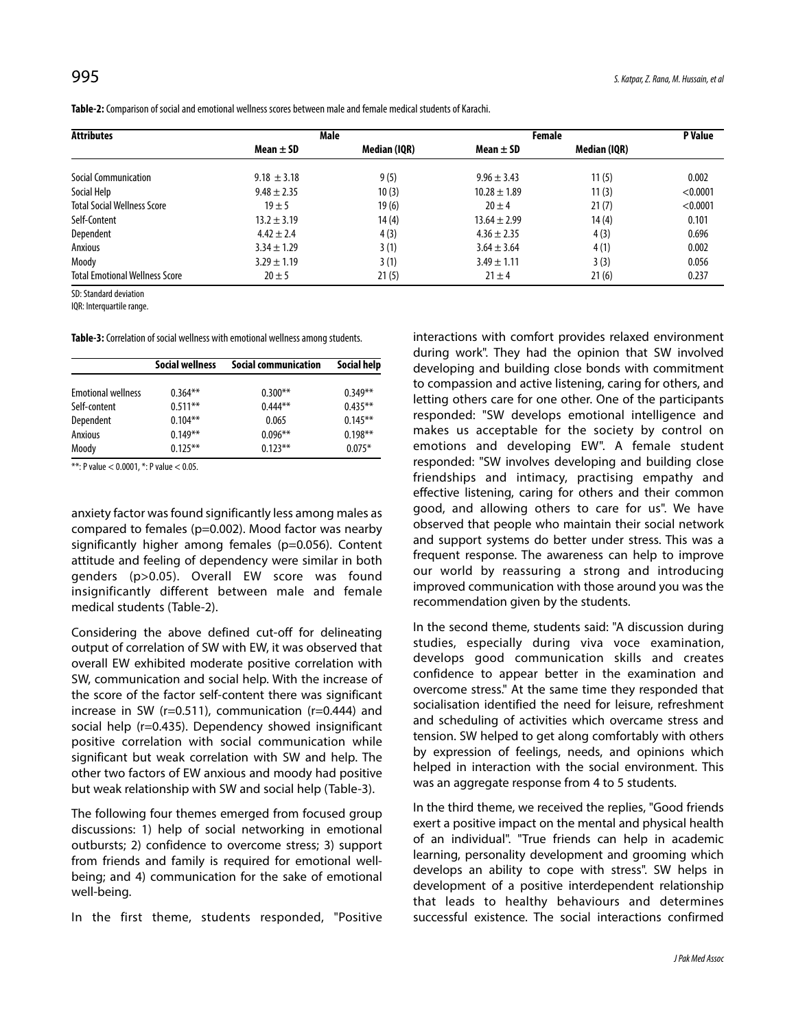**Table-2:** Comparison of social and emotional wellness scores between male and female medical students of Karachi.

| Attributes | Male | | Female | | P Value |
|---|---|---|---|---|---|
| | Mean ± SD | Median (IQR) | Mean ± SD | Median (IQR) | |
| Social Communication | 9.18 ± 3.18 | 9 (5) | 9.96 ± 3.43 | 11 (5) | 0.002 |
| Social Help | 9.48 ± 2.35 | 10 (3) | 10.28 ± 1.89 | 11 (3) | <0.0001 |
| Total Social Wellness Score | 19 ± 5 | 19 (6) | 20 ± 4 | 21 (7) | <0.0001 |
| Self-Content | 13.2 ± 3.19 | 14 (4) | 13.64 ± 2.99 | 14 (4) | 0.101 |
| Dependent | 4.42 ± 2.4 | 4 (3) | 4.36 ± 2.35 | 4 (3) | 0.696 |
| Anxious | 3.34 ± 1.29 | 3 (1) | 3.64 ± 3.64 | 4 (1) | 0.002 |
| Moody | 3.29 ± 1.19 | 3 (1) | 3.49 ± 1.11 | 3 (3) | 0.056 |
| Total Emotional Wellness Score | 20 ± 5 | 21 (5) | 21 ± 4 | 21 (6) | 0.237 |

SD: Standard deviation
IQR: Interquartile range.

**Table-3:** Correlation of social wellness with emotional wellness among students.

| | Social wellness | Social communication | Social help |
|---|---|---|---|
| Emotional wellness | 0.364** | 0.300** | 0.349** |
| Self-content | 0.511** | 0.444** | 0.435** |
| Dependent | 0.104** | 0.065 | 0.145** |
| Anxious | 0.149** | 0.096** | 0.198** |
| Moody | 0.125** | 0.123** | 0.075* |

**: P value < 0.0001, *: P value < 0.05.

anxiety factor was found significantly less among males as compared to females (p=0.002). Mood factor was nearby significantly higher among females (p=0.056). Content attitude and feeling of dependency were similar in both genders (p>0.05). Overall EW score was found insignificantly different between male and female medical students (Table-2).

Considering the above defined cut-off for delineating output of correlation of SW with EW, it was observed that overall EW exhibited moderate positive correlation with SW, communication and social help. With the increase of the score of the factor self-content there was significant increase in SW (r=0.511), communication (r=0.444) and social help (r=0.435). Dependency showed insignificant positive correlation with social communication while significant but weak correlation with SW and help. The other two factors of EW anxious and moody had positive but weak relationship with SW and social help (Table-3).

The following four themes emerged from focused group discussions: 1) help of social networking in emotional outbursts; 2) confidence to overcome stress; 3) support from friends and family is required for emotional well-being; and 4) communication for the sake of emotional well-being.

In the first theme, students responded, "Positive interactions with comfort provides relaxed environment during work". They had the opinion that SW involved developing and building close bonds with commitment to compassion and active listening, caring for others, and letting others care for one other. One of the participants responded: "SW develops emotional intelligence and makes us acceptable for the society by control on emotions and developing EW". A female student responded: "SW involves developing and building close friendships and intimacy, practising empathy and effective listening, caring for others and their common good, and allowing others to care for us". We have observed that people who maintain their social network and support systems do better under stress. This was a frequent response. The awareness can help to improve our world by reassuring a strong and introducing improved communication with those around you was the recommendation given by the students.

In the second theme, students said: "A discussion during studies, especially during viva voce examination, develops good communication skills and creates confidence to appear better in the examination and overcome stress." At the same time they responded that socialisation identified the need for leisure, refreshment and scheduling of activities which overcame stress and tension. SW helped to get along comfortably with others by expression of feelings, needs, and opinions which helped in interaction with the social environment. This was an aggregate response from 4 to 5 students.

In the third theme, we received the replies, "Good friends exert a positive impact on the mental and physical health of an individual". "True friends can help in academic learning, personality development and grooming which develops an ability to cope with stress". SW helps in development of a positive interdependent relationship that leads to healthy behaviours and determines successful existence. The social interactions confirmed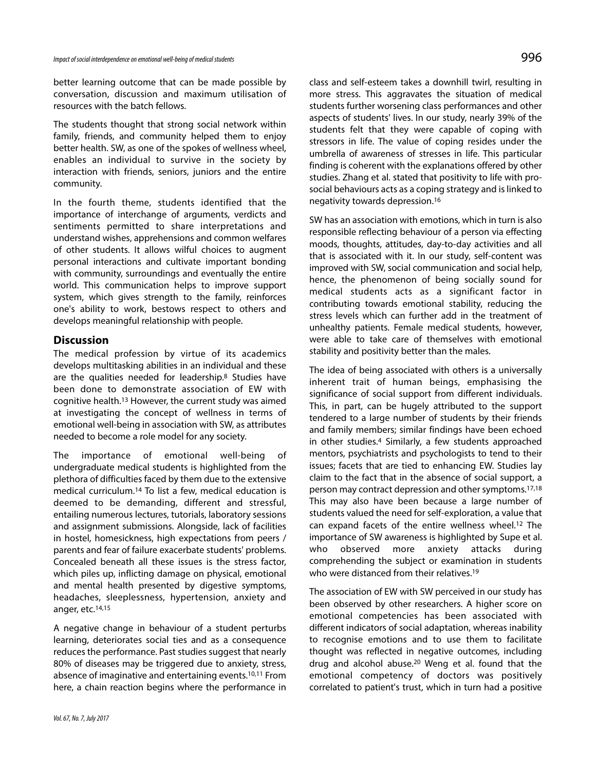better learning outcome that can be made possible by conversation, discussion and maximum utilisation of resources with the batch fellows.

The students thought that strong social network within family, friends, and community helped them to enjoy better health. SW, as one of the spokes of wellness wheel, enables an individual to survive in the society by interaction with friends, seniors, juniors and the entire community.

In the fourth theme, students identified that the importance of interchange of arguments, verdicts and sentiments permitted to share interpretations and understand wishes, apprehensions and common welfares of other students. It allows wilful choices to augment personal interactions and cultivate important bonding with community, surroundings and eventually the entire world. This communication helps to improve support system, which gives strength to the family, reinforces one's ability to work, bestows respect to others and develops meaningful relationship with people.

## Discussion

The medical profession by virtue of its academics develops multitasking abilities in an individual and these are the qualities needed for leadership.[8] Studies have been done to demonstrate association of EW with cognitive health.[13] However, the current study was aimed at investigating the concept of wellness in terms of emotional well-being in association with SW, as attributes needed to become a role model for any society.

The importance of emotional well-being of undergraduate medical students is highlighted from the plethora of difficulties faced by them due to the extensive medical curriculum.[14] To list a few, medical education is deemed to be demanding, different and stressful, entailing numerous lectures, tutorials, laboratory sessions and assignment submissions. Alongside, lack of facilities in hostel, homesickness, high expectations from peers / parents and fear of failure exacerbate students' problems. Concealed beneath all these issues is the stress factor, which piles up, inflicting damage on physical, emotional and mental health presented by digestive symptoms, headaches, sleeplessness, hypertension, anxiety and anger, etc.[14,15]

A negative change in behaviour of a student perturbs learning, deteriorates social ties and as a consequence reduces the performance. Past studies suggest that nearly 80% of diseases may be triggered due to anxiety, stress, absence of imaginative and entertaining events.[10,11] From here, a chain reaction begins where the performance in class and self-esteem takes a downhill twirl, resulting in more stress. This aggravates the situation of medical students further worsening class performances and other aspects of students' lives. In our study, nearly 39% of the students felt that they were capable of coping with stressors in life. The value of coping resides under the umbrella of awareness of stresses in life. This particular finding is coherent with the explanations offered by other studies. Zhang et al. stated that positivity to life with pro-social behaviours acts as a coping strategy and is linked to negativity towards depression.[16]

SW has an association with emotions, which in turn is also responsible reflecting behaviour of a person via effecting moods, thoughts, attitudes, day-to-day activities and all that is associated with it. In our study, self-content was improved with SW, social communication and social help, hence, the phenomenon of being socially sound for medical students acts as a significant factor in contributing towards emotional stability, reducing the stress levels which can further add in the treatment of unhealthy patients. Female medical students, however, were able to take care of themselves with emotional stability and positivity better than the males.

The idea of being associated with others is a universally inherent trait of human beings, emphasising the significance of social support from different individuals. This, in part, can be hugely attributed to the support tendered to a large number of students by their friends and family members; similar findings have been echoed in other studies.[4] Similarly, a few students approached mentors, psychiatrists and psychologists to tend to their issues; facets that are tied to enhancing EW. Studies lay claim to the fact that in the absence of social support, a person may contract depression and other symptoms.[17,18] This may also have been because a large number of students valued the need for self-exploration, a value that can expand facets of the entire wellness wheel.[12] The importance of SW awareness is highlighted by Supe et al. who observed more anxiety attacks during comprehending the subject or examination in students who were distanced from their relatives.[19]

The association of EW with SW perceived in our study has been observed by other researchers. A higher score on emotional competencies has been associated with different indicators of social adaptation, whereas inability to recognise emotions and to use them to facilitate thought was reflected in negative outcomes, including drug and alcohol abuse.[20] Weng et al. found that the emotional competency of doctors was positively correlated to patient's trust, which in turn had a positive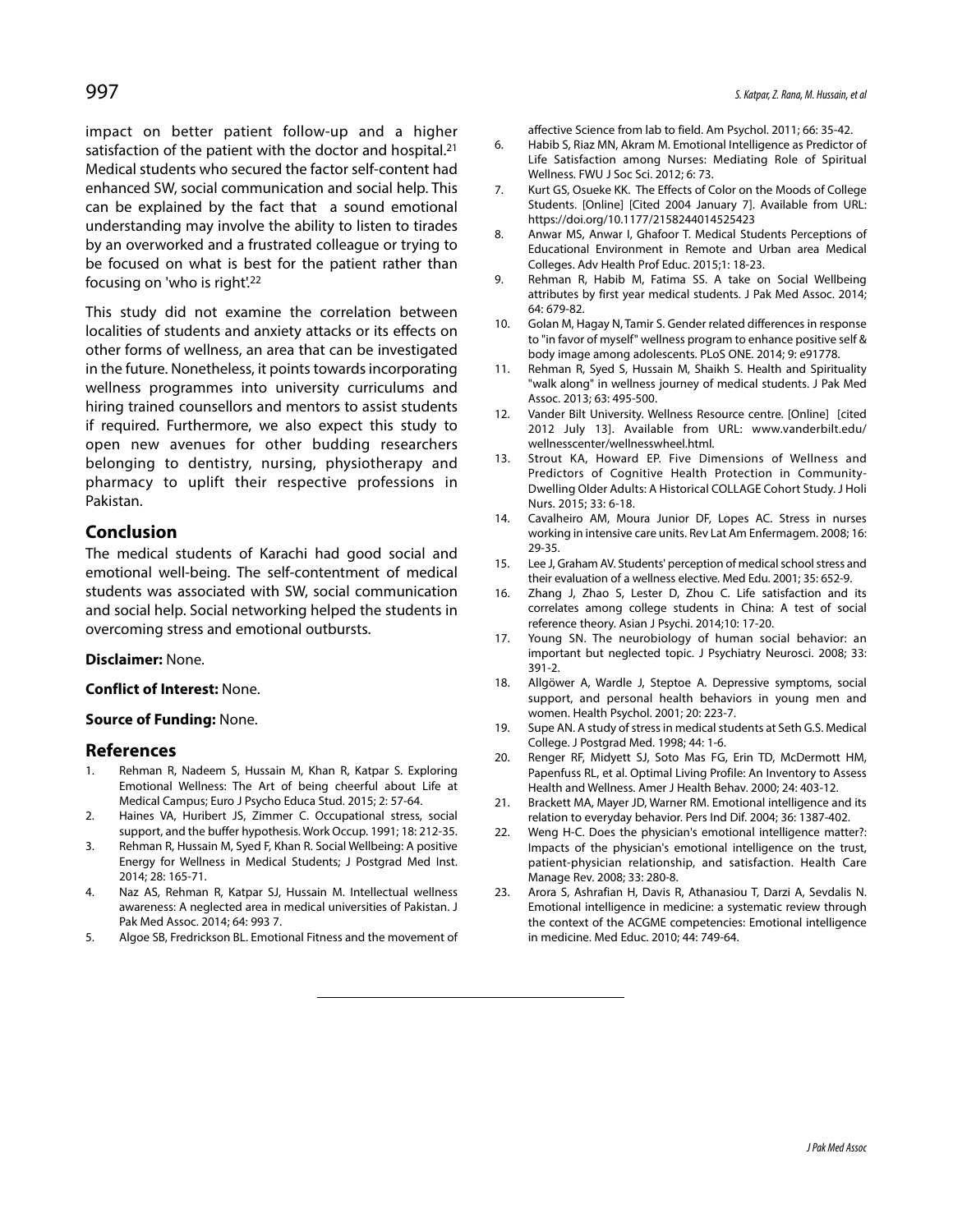impact on better patient follow-up and a higher satisfaction of the patient with the doctor and hospital.[21] Medical students who secured the factor self-content had enhanced SW, social communication and social help. This can be explained by the fact that a sound emotional understanding may involve the ability to listen to tirades by an overworked and a frustrated colleague or trying to be focused on what is best for the patient rather than focusing on 'who is right'.[22]

This study did not examine the correlation between localities of students and anxiety attacks or its effects on other forms of wellness, an area that can be investigated in the future. Nonetheless, it points towards incorporating wellness programmes into university curriculums and hiring trained counsellors and mentors to assist students if required. Furthermore, we also expect this study to open new avenues for other budding researchers belonging to dentistry, nursing, physiotherapy and pharmacy to uplift their respective professions in Pakistan.

## Conclusion

The medical students of Karachi had good social and emotional well-being. The self-contentment of medical students was associated with SW, social communication and social help. Social networking helped the students in overcoming stress and emotional outbursts.

**Disclaimer:** None.

**Conflict of Interest:** None.

**Source of Funding:** None.

## References

1. Rehman R, Nadeem S, Hussain M, Khan R, Katpar S. Exploring Emotional Wellness: The Art of being cheerful about Life at Medical Campus; Euro J Psycho Educa Stud. 2015; 2: 57-64.
2. Haines VA, Huribert JS, Zimmer C. Occupational stress, social support, and the buffer hypothesis. Work Occup. 1991; 18: 212-35.
3. Rehman R, Hussain M, Syed F, Khan R. Social Wellbeing: A positive Energy for Wellness in Medical Students; J Postgrad Med Inst. 2014; 28: 165-71.
4. Naz AS, Rehman R, Katpar SJ, Hussain M. Intellectual wellness awareness: A neglected area in medical universities of Pakistan. J Pak Med Assoc. 2014; 64: 993 7.
5. Algoe SB, Fredrickson BL. Emotional Fitness and the movement of affective Science from lab to field. Am Psychol. 2011; 66: 35-42.
6. Habib S, Riaz MN, Akram M. Emotional Intelligence as Predictor of Life Satisfaction among Nurses: Mediating Role of Spiritual Wellness. FWU J Soc Sci. 2012; 6: 73.
7. Kurt GS, Osueke KK. The Effects of Color on the Moods of College Students. [Online] [Cited 2004 January 7]. Available from URL: https://doi.org/10.1177/2158244014525423
8. Anwar MS, Anwar I, Ghafoor T. Medical Students Perceptions of Educational Environment in Remote and Urban area Medical Colleges. Adv Health Prof Educ. 2015;1: 18-23.
9. Rehman R, Habib M, Fatima SS. A take on Social Wellbeing attributes by first year medical students. J Pak Med Assoc. 2014; 64: 679-82.
10. Golan M, Hagay N, Tamir S. Gender related differences in response to "in favor of myself" wellness program to enhance positive self & body image among adolescents. PLoS ONE. 2014; 9: e91778.
11. Rehman R, Syed S, Hussain M, Shaikh S. Health and Spirituality "walk along" in wellness journey of medical students. J Pak Med Assoc. 2013; 63: 495-500.
12. Vander Bilt University. Wellness Resource centre. [Online] [cited 2012 July 13]. Available from URL: www.vanderbilt.edu/wellnesscenter/wellnesswheel.html.
13. Strout KA, Howard EP. Five Dimensions of Wellness and Predictors of Cognitive Health Protection in Community-Dwelling Older Adults: A Historical COLLAGE Cohort Study. J Holi Nurs. 2015; 33: 6-18.
14. Cavalheiro AM, Moura Junior DF, Lopes AC. Stress in nurses working in intensive care units. Rev Lat Am Enfermagem. 2008; 16: 29-35.
15. Lee J, Graham AV. Students' perception of medical school stress and their evaluation of a wellness elective. Med Edu. 2001; 35: 652-9.
16. Zhang J, Zhao S, Lester D, Zhou C. Life satisfaction and its correlates among college students in China: A test of social reference theory. Asian J Psychi. 2014;10: 17-20.
17. Young SN. The neurobiology of human social behavior: an important but neglected topic. J Psychiatry Neurosci. 2008; 33: 391-2.
18. Allgöwer A, Wardle J, Steptoe A. Depressive symptoms, social support, and personal health behaviors in young men and women. Health Psychol. 2001; 20: 223-7.
19. Supe AN. A study of stress in medical students at Seth G.S. Medical College. J Postgrad Med. 1998; 44: 1-6.
20. Renger RF, Midyett SJ, Soto Mas FG, Erin TD, McDermott HM, Papenfuss RL, et al. Optimal Living Profile: An Inventory to Assess Health and Wellness. Amer J Health Behav. 2000; 24: 403-12.
21. Brackett MA, Mayer JD, Warner RM. Emotional intelligence and its relation to everyday behavior. Pers Ind Dif. 2004; 36: 1387-402.
22. Weng H-C. Does the physician's emotional intelligence matter?: Impacts of the physician's emotional intelligence on the trust, patient-physician relationship, and satisfaction. Health Care Manage Rev. 2008; 33: 280-8.
23. Arora S, Ashrafian H, Davis R, Athanasiou T, Darzi A, Sevdalis N. Emotional intelligence in medicine: a systematic review through the context of the ACGME competencies: Emotional intelligence in medicine. Med Educ. 2010; 44: 749-64.